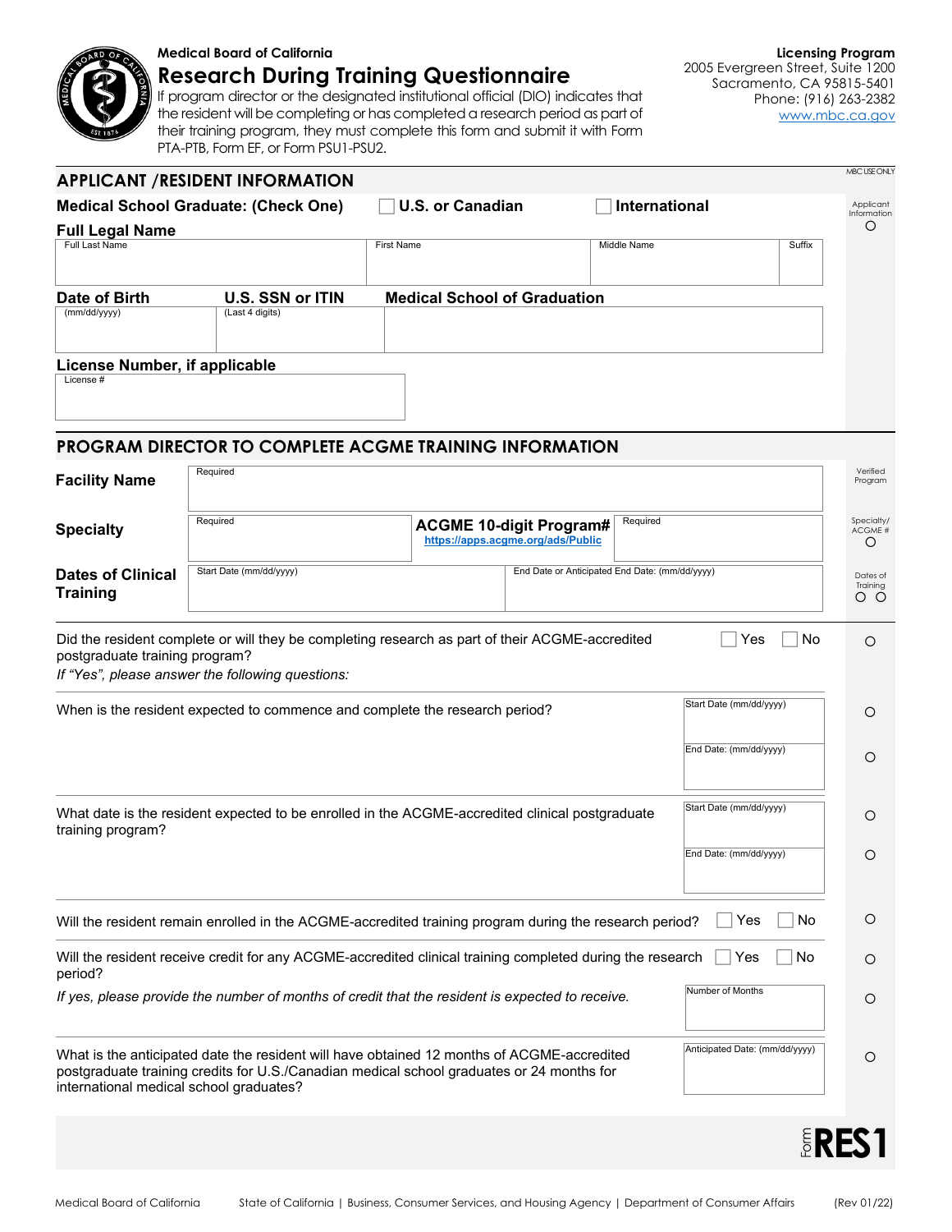**Medical Board of California**

# Research During Training Questionnaire

If program director or the designated institutional official (DIO) indicates that the resident will be completing or has completed a research period as part of their training program, they must complete this form and submit it with Form PTA-PTB, Form EF, or Form PSU1-PSU2.

**Licensing Program**
2005 Evergreen Street, Suite 1200
Sacramento, CA 95815-5401
Phone: (916) 263-2382
www.mbc.ca.gov

MBC USE ONLY

## APPLICANT /RESIDENT INFORMATION

**Medical School Graduate: (Check One)** ☐ U.S. or Canadian ☐ International

Applicant Information ○

**Full Legal Name**

| Full Last Name | First Name | Middle Name | Suffix |
|---|---|---|---|
| | | | |

| Date of Birth (mm/dd/yyyy) | U.S. SSN or ITIN (Last 4 digits) | Medical School of Graduation |
|---|---|---|
| | | |

**License Number, if applicable**

| License # |
|---|
| |

## PROGRAM DIRECTOR TO COMPLETE ACGME TRAINING INFORMATION

| | | | | MBC Use Only |
|---|---|---|---|---|
| **Facility Name** | Required | | | Verified Program |
| **Specialty** | Required | **ACGME 10-digit Program#** https://apps.acgme.org/ads/Public | Required | Specialty/ ACGME # ○ |
| **Dates of Clinical Training** | Start Date (mm/dd/yyyy) | End Date or Anticipated End Date: (mm/dd/yyyy) | | Dates of Training ○ ○ |

Did the resident complete or will they be completing research as part of their ACGME-accredited postgraduate training program? ☐ Yes ☐ No ○

*If "Yes", please answer the following questions:*

When is the resident expected to commence and complete the research period?
Start Date (mm/dd/yyyy): ____ ○
End Date: (mm/dd/yyyy): ____ ○

What date is the resident expected to be enrolled in the ACGME-accredited clinical postgraduate training program?
Start Date (mm/dd/yyyy): ____ ○
End Date: (mm/dd/yyyy): ____ ○

Will the resident remain enrolled in the ACGME-accredited training program during the research period? ☐ Yes ☐ No ○

Will the resident receive credit for any ACGME-accredited clinical training completed during the research period? ☐ Yes ☐ No ○

*If yes, please provide the number of months of credit that the resident is expected to receive.*
Number of Months: ____ ○

What is the anticipated date the resident will have obtained 12 months of ACGME-accredited postgraduate training credits for U.S./Canadian medical school graduates or 24 months for international medical school graduates?
Anticipated Date: (mm/dd/yyyy): ____ ○

Form **RES1**

Medical Board of California | State of California | Business, Consumer Services, and Housing Agency | Department of Consumer Affairs | (Rev 01/22)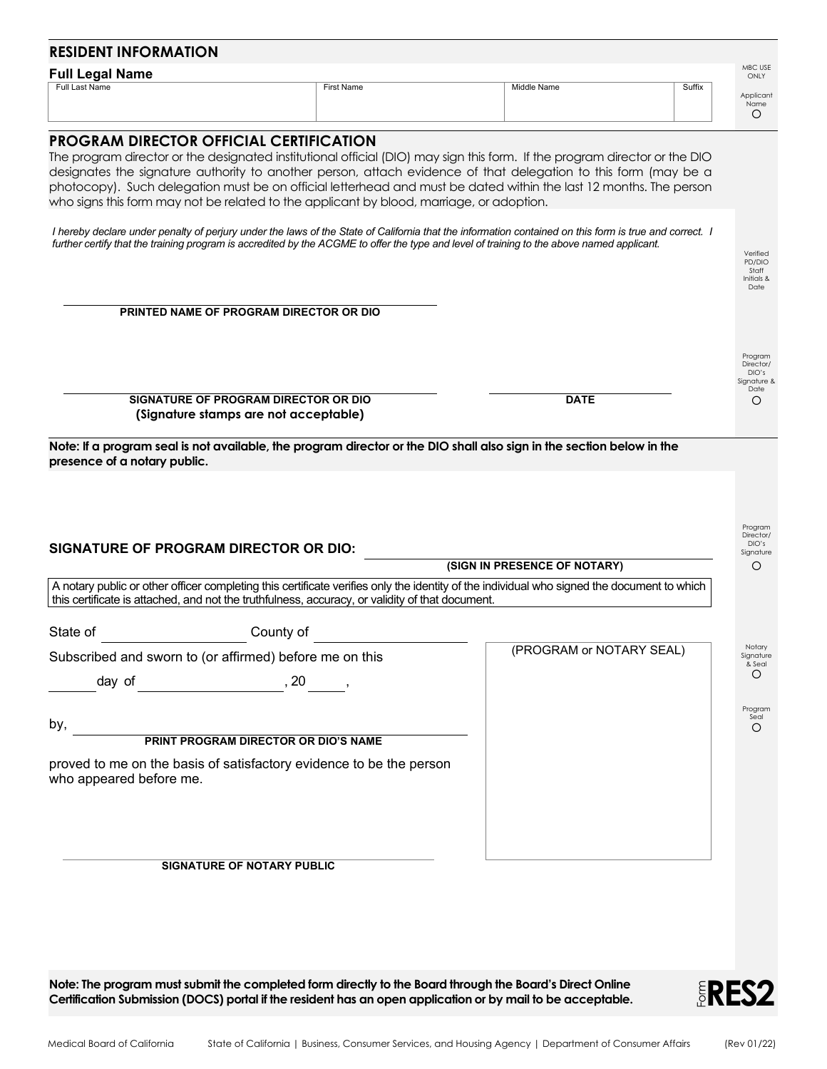## RESIDENT INFORMATION

### Full Legal Name

| Full Last Name | First Name | Middle Name | Suffix |
|---|---|---|---|
| | | | |

MBC USE ONLY

Applicant Name ○

## PROGRAM DIRECTOR OFFICIAL CERTIFICATION

The program director or the designated institutional official (DIO) may sign this form. If the program director or the DIO designates the signature authority to another person, attach evidence of that delegation to this form (may be a photocopy). Such delegation must be on official letterhead and must be dated within the last 12 months. The person who signs this form may not be related to the applicant by blood, marriage, or adoption.

*I hereby declare under penalty of perjury under the laws of the State of California that the information contained on this form is true and correct. I further certify that the training program is accredited by the ACGME to offer the type and level of training to the above named applicant.*

Verified PD/DIO Staff Initials & Date

______________________________
**PRINTED NAME OF PROGRAM DIRECTOR OR DIO**

Program Director/ DIO's Signature & Date ○

______________________________ ______________________________
**SIGNATURE OF PROGRAM DIRECTOR OR DIO** **DATE**
**(Signature stamps are not acceptable)**

**Note: If a program seal is not available, the program director or the DIO shall also sign in the section below in the presence of a notary public.**

**SIGNATURE OF PROGRAM DIRECTOR OR DIO:** ______________________________
**(SIGN IN PRESENCE OF NOTARY)**

Program Director/ DIO's Signature ○

A notary public or other officer completing this certificate verifies only the identity of the individual who signed the document to which this certificate is attached, and not the truthfulness, accuracy, or validity of that document.

State of ______________ County of ______________

Subscribed and sworn to (or affirmed) before me on this

______ day of ______________, 20 _____,

by, ______________________________
**PRINT PROGRAM DIRECTOR OR DIO'S NAME**

proved to me on the basis of satisfactory evidence to be the person who appeared before me.

(PROGRAM or NOTARY SEAL)

Notary Signature & Seal ○

Program Seal ○

______________________________
**SIGNATURE OF NOTARY PUBLIC**

**Note: The program must submit the completed form directly to the Board through the Board's Direct Online Certification Submission (DOCS) portal if the resident has an open application or by mail to be acceptable.**

Form **RES2**

Medical Board of California State of California | Business, Consumer Services, and Housing Agency | Department of Consumer Affairs (Rev 01/22)